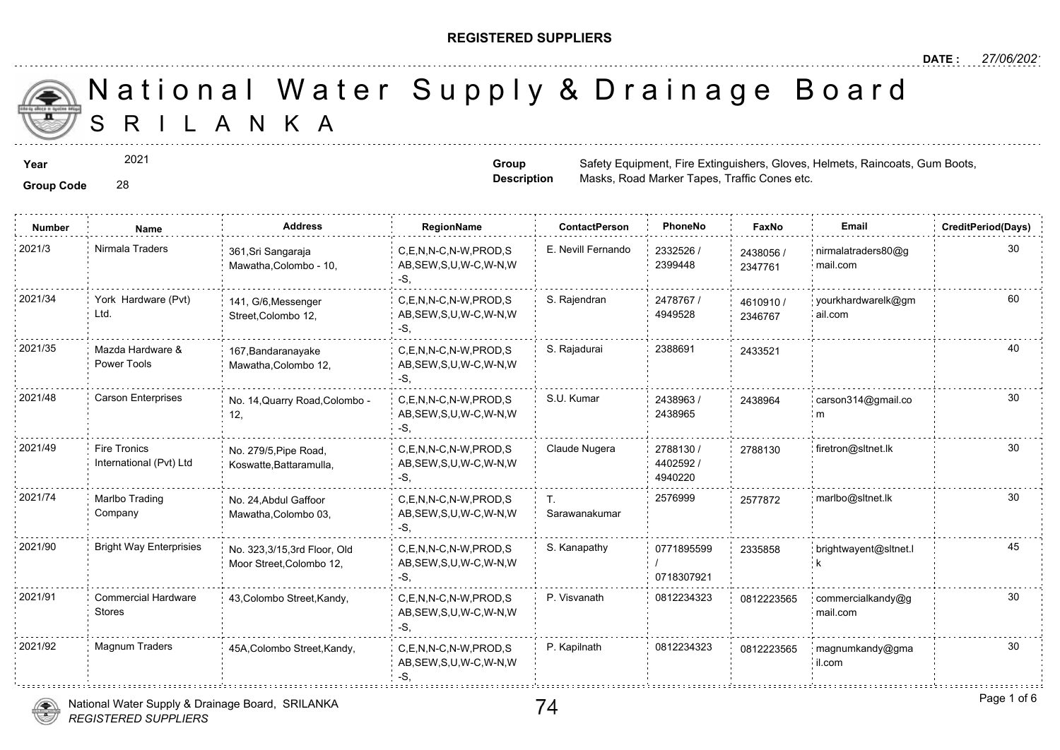**REGISTERED SUPPLIERS**

**DATE :** 27/06/2021

# National Water Supply & Drainage Board
## SRILANKA

**Year** 2021

**Group Code** 28

**Group Description** Safety Equipment, Fire Extinguishers, Gloves, Helmets, Raincoats, Gum Boots, Masks, Road Marker Tapes, Traffic Cones etc.

| Number | Name | Address | RegionName | ContactPerson | PhoneNo | FaxNo | Email | CreditPeriod(Days) |
|---|---|---|---|---|---|---|---|---|
| 2021/3 | Nirmala Traders | 361,Sri Sangaraja Mawatha,Colombo - 10, | C,E,N,N-C,N-W,PROD,SAB,SEW,S,U,W-C,W-N,W-S, | E. Nevill Fernando | 2332526 / 2399448 | 2438056 / 2347761 | nirmalatraders80@gmail.com | 30 |
| 2021/34 | York Hardware (Pvt) Ltd. | 141, G/6,Messenger Street,Colombo 12, | C,E,N,N-C,N-W,PROD,SAB,SEW,S,U,W-C,W-N,W-S, | S. Rajendran | 2478767 / 4949528 | 4610910 / 2346767 | yourkhardwarelk@gmail.com | 60 |
| 2021/35 | Mazda Hardware & Power Tools | 167,Bandaranayake Mawatha,Colombo 12, | C,E,N,N-C,N-W,PROD,SAB,SEW,S,U,W-C,W-N,W-S, | S. Rajadurai | 2388691 | 2433521 | | 40 |
| 2021/48 | Carson Enterprises | No. 14,Quarry Road,Colombo - 12, | C,E,N,N-C,N-W,PROD,SAB,SEW,S,U,W-C,W-N,W-S, | S.U. Kumar | 2438963 / 2438965 | 2438964 | carson314@gmail.com | 30 |
| 2021/49 | Fire Tronics International (Pvt) Ltd | No. 279/5,Pipe Road, Koswatte,Battaramulla, | C,E,N,N-C,N-W,PROD,SAB,SEW,S,U,W-C,W-N,W-S, | Claude Nugera | 2788130 / 4402592 / 4940220 | 2788130 | firetron@sltnet.lk | 30 |
| 2021/74 | Marlbo Trading Company | No. 24,Abdul Gaffoor Mawatha,Colombo 03, | C,E,N,N-C,N-W,PROD,SAB,SEW,S,U,W-C,W-N,W-S, | T. Sarawanakumar | 2576999 | 2577872 | marlbo@sltnet.lk | 30 |
| 2021/90 | Bright Way Enterprisies | No. 323,3/15,3rd Floor, Old Moor Street,Colombo 12, | C,E,N,N-C,N-W,PROD,SAB,SEW,S,U,W-C,W-N,W-S, | S. Kanapathy | 0771895599 / 0718307921 | 2335858 | brightwayent@sltnet.lk | 45 |
| 2021/91 | Commercial Hardware Stores | 43,Colombo Street,Kandy, | C,E,N,N-C,N-W,PROD,SAB,SEW,S,U,W-C,W-N,W-S, | P. Visvanath | 0812234323 | 0812223565 | commercialkandy@gmail.com | 30 |
| 2021/92 | Magnum Traders | 45A,Colombo Street,Kandy, | C,E,N,N-C,N-W,PROD,SAB,SEW,S,U,W-C,W-N,W-S, | P. Kapilnath | 0812234323 | 0812223565 | magnumkandy@gmail.com | 30 |

74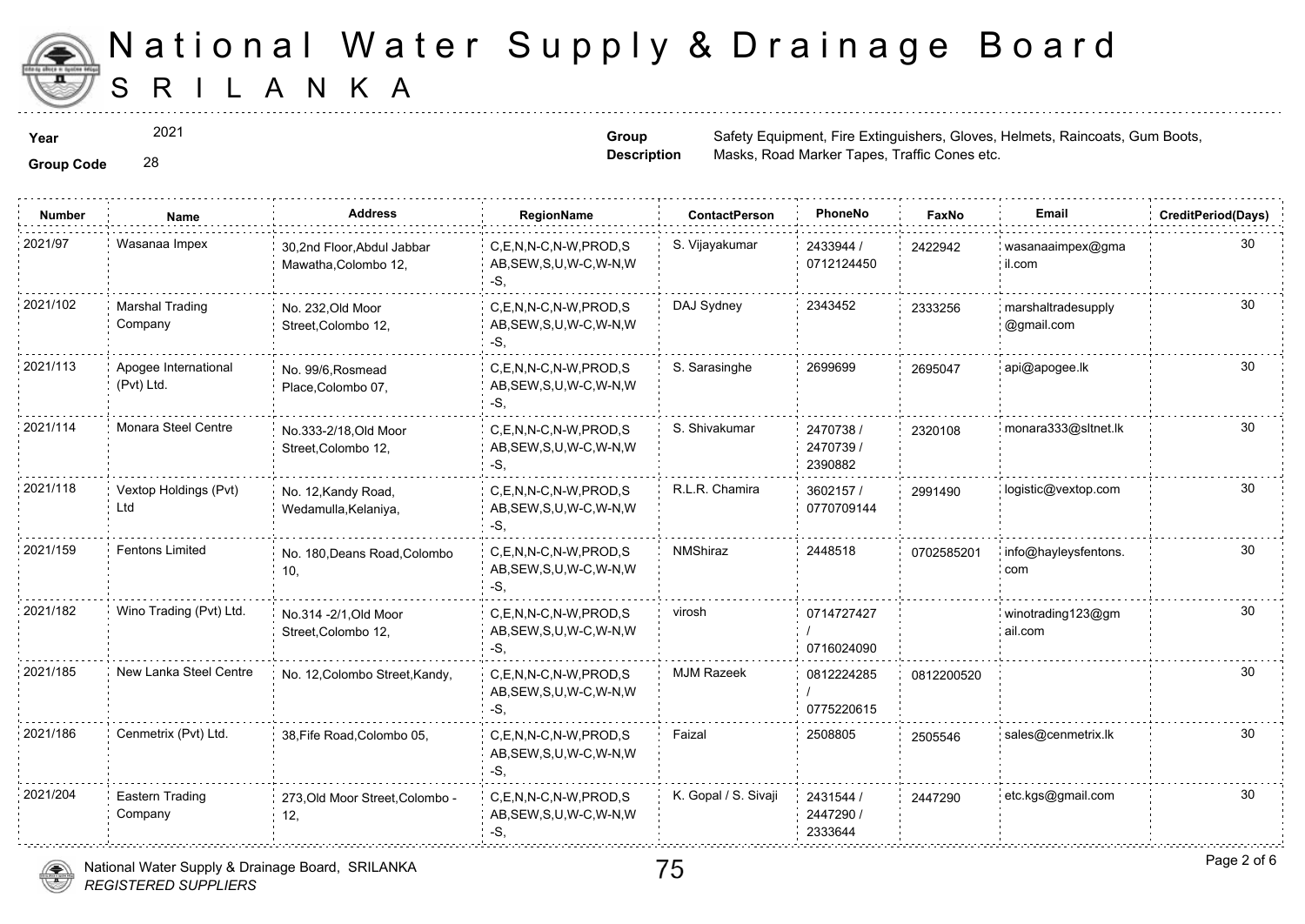# National Water Supply & Drainage Board
# SRILANKA

**Year** 2021

**Group Code** 28

**Group Description** Safety Equipment, Fire Extinguishers, Gloves, Helmets, Raincoats, Gum Boots, Masks, Road Marker Tapes, Traffic Cones etc.

| Number | Name | Address | RegionName | ContactPerson | PhoneNo | FaxNo | Email | CreditPeriod(Days) |
|---|---|---|---|---|---|---|---|---|
| 2021/97 | Wasanaa Impex | 30,2nd Floor,Abdul Jabbar Mawatha,Colombo 12, | C,E,N,N-C,N-W,PROD,SAB,SEW,S,U,W-C,W-N,W-S, | S. Vijayakumar | 2433944 / 0712124450 | 2422942 | wasanaaimpex@gmail.com | 30 |
| 2021/102 | Marshal Trading Company | No. 232,Old Moor Street,Colombo 12, | C,E,N,N-C,N-W,PROD,SAB,SEW,S,U,W-C,W-N,W-S, | DAJ Sydney | 2343452 | 2333256 | marshaltradesupply@gmail.com | 30 |
| 2021/113 | Apogee International (Pvt) Ltd. | No. 99/6,Rosmead Place,Colombo 07, | C,E,N,N-C,N-W,PROD,SAB,SEW,S,U,W-C,W-N,W-S, | S. Sarasinghe | 2699699 | 2695047 | api@apogee.lk | 30 |
| 2021/114 | Monara Steel Centre | No.333-2/18,Old Moor Street,Colombo 12, | C,E,N,N-C,N-W,PROD,SAB,SEW,S,U,W-C,W-N,W-S, | S. Shivakumar | 2470738 / 2470739 / 2390882 | 2320108 | monara333@sltnet.lk | 30 |
| 2021/118 | Vextop Holdings (Pvt) Ltd | No. 12,Kandy Road, Wedamulla,Kelaniya, | C,E,N,N-C,N-W,PROD,SAB,SEW,S,U,W-C,W-N,W-S, | R.L.R. Chamira | 3602157 / 0770709144 | 2991490 | logistic@vextop.com | 30 |
| 2021/159 | Fentons Limited | No. 180,Deans Road,Colombo 10, | C,E,N,N-C,N-W,PROD,SAB,SEW,S,U,W-C,W-N,W-S, | NMShiraz | 2448518 | 0702585201 | info@hayleysfentons.com | 30 |
| 2021/182 | Wino Trading (Pvt) Ltd. | No.314 -2/1,Old Moor Street,Colombo 12, | C,E,N,N-C,N-W,PROD,SAB,SEW,S,U,W-C,W-N,W-S, | virosh | 0714727427 / 0716024090 | | winotrading123@gmail.com | 30 |
| 2021/185 | New Lanka Steel Centre | No. 12,Colombo Street,Kandy, | C,E,N,N-C,N-W,PROD,SAB,SEW,S,U,W-C,W-N,W-S, | MJM Razeek | 0812224285 / 0775220615 | 0812200520 | | 30 |
| 2021/186 | Cenmetrix (Pvt) Ltd. | 38,Fife Road,Colombo 05, | C,E,N,N-C,N-W,PROD,SAB,SEW,S,U,W-C,W-N,W-S, | Faizal | 2508805 | 2505546 | sales@cenmetrix.lk | 30 |
| 2021/204 | Eastern Trading Company | 273,Old Moor Street,Colombo - 12, | C,E,N,N-C,N-W,PROD,SAB,SEW,S,U,W-C,W-N,W-S, | K. Gopal / S. Sivaji | 2431544 / 2447290 / 2333644 | 2447290 | etc.kgs@gmail.com | 30 |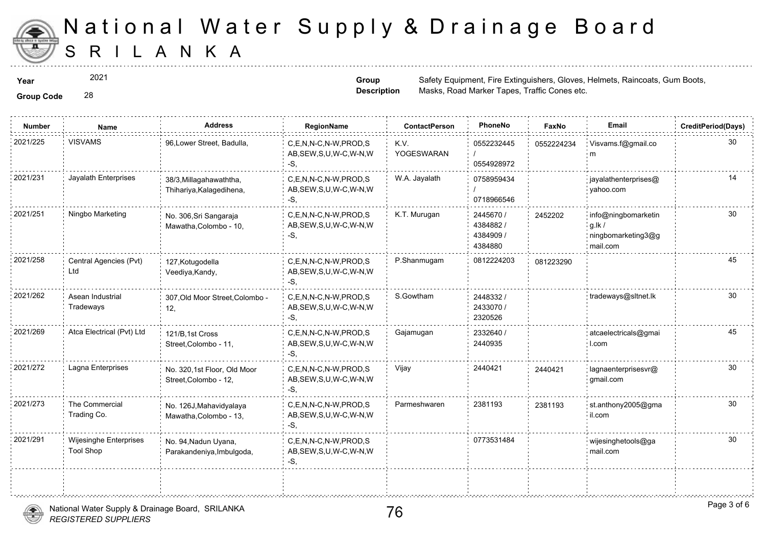# National Water Supply & Drainage Board
# SRI LANKA

**Year** 2021

**Group Code** 28

**Group Description** Safety Equipment, Fire Extinguishers, Gloves, Helmets, Raincoats, Gum Boots, Masks, Road Marker Tapes, Traffic Cones etc.

| Number | Name | Address | RegionName | ContactPerson | PhoneNo | FaxNo | Email | CreditPeriod(Days) |
|---|---|---|---|---|---|---|---|---|
| 2021/225 | VISVAMS | 96,Lower Street, Badulla, | C,E,N,N-C,N-W,PROD,SAB,SEW,S,U,W-C,W-N,W-S, | K.V. YOGESWARAN | 0552232445 / 0554928972 | 0552224234 | Visvams.f@gmail.com | 30 |
| 2021/231 | Jayalath Enterprises | 38/3,Millagahawaththa, Thihariya,Kalagedihena, | C,E,N,N-C,N-W,PROD,SAB,SEW,S,U,W-C,W-N,W-S, | W.A. Jayalath | 0758959434 / 0718966546 | | jayalathenterprises@yahoo.com | 14 |
| 2021/251 | Ningbo Marketing | No. 306,Sri Sangaraja Mawatha,Colombo - 10, | C,E,N,N-C,N-W,PROD,SAB,SEW,S,U,W-C,W-N,W-S, | K.T. Murugan | 2445670 / 4384882 / 4384909 / 4384880 | 2452202 | info@ningbomarketing.lk / ningbomarketing3@gmail.com | 30 |
| 2021/258 | Central Agencies (Pvt) Ltd | 127,Kotugodella Veediya,Kandy, | C,E,N,N-C,N-W,PROD,SAB,SEW,S,U,W-C,W-N,W-S, | P.Shanmugam | 0812224203 | 081223290 | | 45 |
| 2021/262 | Asean Industrial Tradeways | 307,Old Moor Street,Colombo - 12, | C,E,N,N-C,N-W,PROD,SAB,SEW,S,U,W-C,W-N,W-S, | S.Gowtham | 2448332 / 2433070 / 2320526 | | tradeways@sltnet.lk | 30 |
| 2021/269 | Atca Electrical (Pvt) Ltd | 121/B,1st Cross Street,Colombo - 11, | C,E,N,N-C,N-W,PROD,SAB,SEW,S,U,W-C,W-N,W-S, | Gajamugan | 2332640 / 2440935 | | atcaelectricals@gmail.com | 45 |
| 2021/272 | Lagna Enterprises | No. 320,1st Floor, Old Moor Street,Colombo - 12, | C,E,N,N-C,N-W,PROD,SAB,SEW,S,U,W-C,W-N,W-S, | Vijay | 2440421 | 2440421 | lagnaenterprisesvr@gmail.com | 30 |
| 2021/273 | The Commercial Trading Co. | No. 126J,Mahavidyalaya Mawatha,Colombo - 13, | C,E,N,N-C,N-W,PROD,SAB,SEW,S,U,W-C,W-N,W-S, | Parmeshwaren | 2381193 | 2381193 | st.anthony2005@gmail.com | 30 |
| 2021/291 | Wijesinghe Enterprises Tool Shop | No. 94,Nadun Uyana, Parakandeniya,Imbulgoda, | C,E,N,N-C,N-W,PROD,SAB,SEW,S,U,W-C,W-N,W-S, | | 0773531484 | | wijesinghetools@gamail.com | 30 |

National Water Supply & Drainage Board, SRILANKA
*REGISTERED SUPPLIERS*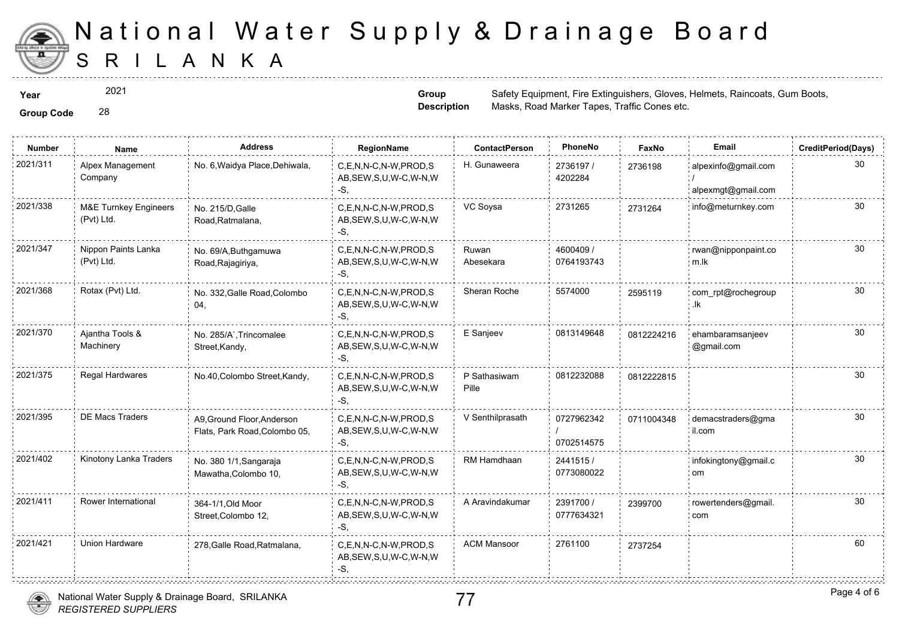# National Water Supply & Drainage Board
## SRI LANKA

**Year** 2021

**Group Code** 28

**Group Description** Safety Equipment, Fire Extinguishers, Gloves, Helmets, Raincoats, Gum Boots, Masks, Road Marker Tapes, Traffic Cones etc.

| Number | Name | Address | RegionName | ContactPerson | PhoneNo | FaxNo | Email | CreditPeriod(Days) |
|---|---|---|---|---|---|---|---|---|
| 2021/311 | Alpex Management Company | No. 6,Waidya Place,Dehiwala, | C,E,N,N-C,N-W,PROD,SAB,SEW,S,U,W-C,W-N,W-S, | H. Gunaweera | 2736197 / 4202284 | 2736198 | alpexinfo@gmail.com / alpexmgt@gmail.com | 30 |
| 2021/338 | M&E Turnkey Engineers (Pvt) Ltd. | No. 215/D,Galle Road,Ratmalana, | C,E,N,N-C,N-W,PROD,SAB,SEW,S,U,W-C,W-N,W-S, | VC Soysa | 2731265 | 2731264 | info@meturnkey.com | 30 |
| 2021/347 | Nippon Paints Lanka (Pvt) Ltd. | No. 69/A,Buthgamuwa Road,Rajagiriya, | C,E,N,N-C,N-W,PROD,SAB,SEW,S,U,W-C,W-N,W-S, | Ruwan Abesekara | 4600409 / 0764193743 | | rwan@nipponpaint.com.lk | 30 |
| 2021/368 | Rotax (Pvt) Ltd. | No. 332,Galle Road,Colombo 04, | C,E,N,N-C,N-W,PROD,SAB,SEW,S,U,W-C,W-N,W-S, | Sheran Roche | 5574000 | 2595119 | com_rpt@rochegroup.lk | 30 |
| 2021/370 | Ajantha Tools & Machinery | No. 285/A`,Trincomalee Street,Kandy, | C,E,N,N-C,N-W,PROD,SAB,SEW,S,U,W-C,W-N,W-S, | E Sanjeev | 0813149648 | 0812224216 | ehambaramsanjeev@gmail.com | 30 |
| 2021/375 | Regal Hardwares | No.40,Colombo Street,Kandy, | C,E,N,N-C,N-W,PROD,SAB,SEW,S,U,W-C,W-N,W-S, | P Sathasiwam Pille | 0812232088 | 0812222815 | | 30 |
| 2021/395 | DE Macs Traders | A9,Ground Floor,Anderson Flats, Park Road,Colombo 05, | C,E,N,N-C,N-W,PROD,SAB,SEW,S,U,W-C,W-N,W-S, | V Senthilprasath | 0727962342 / 0702514575 | 0711004348 | demacstraders@gmail.com | 30 |
| 2021/402 | Kinotony Lanka Traders | No. 380 1/1,Sangaraja Mawatha,Colombo 10, | C,E,N,N-C,N-W,PROD,SAB,SEW,S,U,W-C,W-N,W-S, | RM Hamdhaan | 2441515 / 0773080022 | | infokingtony@gmail.com | 30 |
| 2021/411 | Rower International | 364-1/1,Old Moor Street,Colombo 12, | C,E,N,N-C,N-W,PROD,SAB,SEW,S,U,W-C,W-N,W-S, | A Aravindakumar | 2391700 / 0777634321 | 2399700 | rowertenders@gmail.com | 30 |
| 2021/421 | Union Hardware | 278,Galle Road,Ratmalana, | C,E,N,N-C,N-W,PROD,SAB,SEW,S,U,W-C,W-N,W-S, | ACM Mansoor | 2761100 | 2737254 | | 60 |

National Water Supply & Drainage Board, SRILANKA
*REGISTERED SUPPLIERS*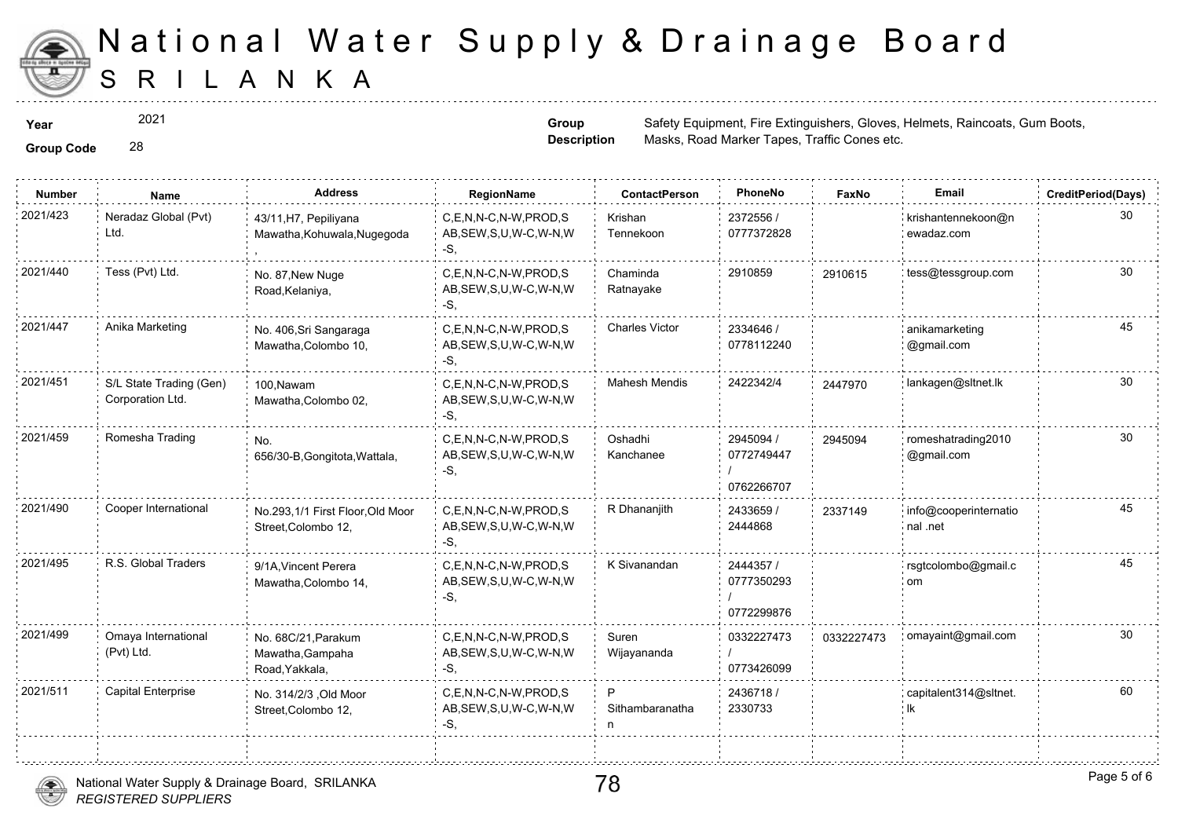# National Water Supply & Drainage Board
# SRILANKA

**Year** 2021

**Group Code** 28

**Group Description** Safety Equipment, Fire Extinguishers, Gloves, Helmets, Raincoats, Gum Boots, Masks, Road Marker Tapes, Traffic Cones etc.

| Number | Name | Address | RegionName | ContactPerson | PhoneNo | FaxNo | Email | CreditPeriod(Days) |
|---|---|---|---|---|---|---|---|---|
| 2021/423 | Neradaz Global (Pvt) Ltd. | 43/11,H7, Pepiliyana Mawatha,Kohuwala,Nugegoda , | C,E,N,N-C,N-W,PROD,SAB,SEW,S,U,W-C,W-N,W-S, | Krishan Tennekoon | 2372556 / 0777372828 | | krishantennekoon@newadaz.com | 30 |
| 2021/440 | Tess (Pvt) Ltd. | No. 87,New Nuge Road,Kelaniya, | C,E,N,N-C,N-W,PROD,SAB,SEW,S,U,W-C,W-N,W-S, | Chaminda Ratnayake | 2910859 | 2910615 | tess@tessgroup.com | 30 |
| 2021/447 | Anika Marketing | No. 406,Sri Sangaraga Mawatha,Colombo 10, | C,E,N,N-C,N-W,PROD,SAB,SEW,S,U,W-C,W-N,W-S, | Charles Victor | 2334646 / 0778112240 | | anikamarketing@gmail.com | 45 |
| 2021/451 | S/L State Trading (Gen) Corporation Ltd. | 100,Nawam Mawatha,Colombo 02, | C,E,N,N-C,N-W,PROD,SAB,SEW,S,U,W-C,W-N,W-S, | Mahesh Mendis | 2422342/4 | 2447970 | lankagen@sltnet.lk | 30 |
| 2021/459 | Romesha Trading | No. 656/30-B,Gongitota,Wattala, | C,E,N,N-C,N-W,PROD,SAB,SEW,S,U,W-C,W-N,W-S, | Oshadhi Kanchanee | 2945094 / 0772749447 / 0762266707 | 2945094 | romeshatrading2010@gmail.com | 30 |
| 2021/490 | Cooper International | No.293,1/1 First Floor,Old Moor Street,Colombo 12, | C,E,N,N-C,N-W,PROD,SAB,SEW,S,U,W-C,W-N,W-S, | R Dhananjith | 2433659 / 2444868 | 2337149 | info@cooperinternational .net | 45 |
| 2021/495 | R.S. Global Traders | 9/1A,Vincent Perera Mawatha,Colombo 14, | C,E,N,N-C,N-W,PROD,SAB,SEW,S,U,W-C,W-N,W-S, | K Sivanandan | 2444357 / 0777350293 / 0772299876 | | rsgtcolombo@gmail.com | 45 |
| 2021/499 | Omaya International (Pvt) Ltd. | No. 68C/21,Parakum Mawatha,Gampaha Road,Yakkala, | C,E,N,N-C,N-W,PROD,SAB,SEW,S,U,W-C,W-N,W-S, | Suren Wijayananda | 0332227473 / 0773426099 | 0332227473 | omayaint@gmail.com | 30 |
| 2021/511 | Capital Enterprise | No. 314/2/3 ,Old Moor Street,Colombo 12, | C,E,N,N-C,N-W,PROD,SAB,SEW,S,U,W-C,W-N,W-S, | P Sithambaranathan | 2436718 / 2330733 | | capitalent314@sltnet.lk | 60 |

National Water Supply & Drainage Board, SRILANKA
*REGISTERED SUPPLIERS*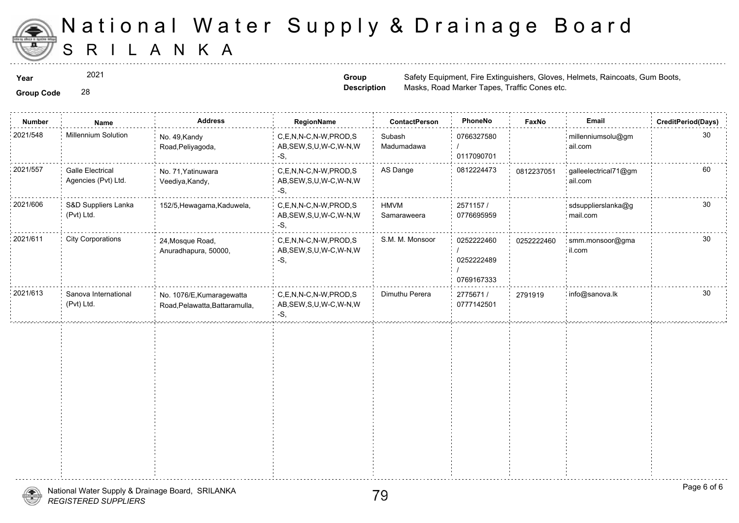# National Water Supply & Drainage Board
## SRILANKA

**Year** 2021

**Group Code** 28

**Group Description** Safety Equipment, Fire Extinguishers, Gloves, Helmets, Raincoats, Gum Boots, Masks, Road Marker Tapes, Traffic Cones etc.

| Number | Name | Address | RegionName | ContactPerson | PhoneNo | FaxNo | Email | CreditPeriod(Days) |
|---|---|---|---|---|---|---|---|---|
| 2021/548 | Millennium Solution | No. 49,Kandy Road,Peliyagoda, | C,E,N,N-C,N-W,PROD,SAB,SEW,S,U,W-C,W-N,W-S, | Subash Madumadawa | 0766327580 / 0117090701 | | millenniumsolu@gmail.com | 30 |
| 2021/557 | Galle Electrical Agencies (Pvt) Ltd. | No. 71,Yatinuwara Veediya,Kandy, | C,E,N,N-C,N-W,PROD,SAB,SEW,S,U,W-C,W-N,W-S, | AS Dange | 0812224473 | 0812237051 | galleelectrical71@gmail.com | 60 |
| 2021/606 | S&D Suppliers Lanka (Pvt) Ltd. | 152/5,Hewagama,Kaduwela, | C,E,N,N-C,N-W,PROD,SAB,SEW,S,U,W-C,W-N,W-S, | HMVM Samaraweera | 2571157 / 0776695959 | | sdsupplierslanka@gmail.com | 30 |
| 2021/611 | City Corporations | 24,Mosque Road, Anuradhapura, 50000, | C,E,N,N-C,N-W,PROD,SAB,SEW,S,U,W-C,W-N,W-S, | S.M. M. Monsoor | 0252222460 / 0252222489 / 0769167333 | 0252222460 | smm.monsoor@gmail.com | 30 |
| 2021/613 | Sanova International (Pvt) Ltd. | No. 1076/E,Kumaragewatta Road,Pelawatta,Battaramulla, | C,E,N,N-C,N-W,PROD,SAB,SEW,S,U,W-C,W-N,W-S, | Dimuthu Perera | 2775671 / 0777142501 | 2791919 | info@sanova.lk | 30 |

National Water Supply & Drainage Board, SRILANKA
*REGISTERED SUPPLIERS*